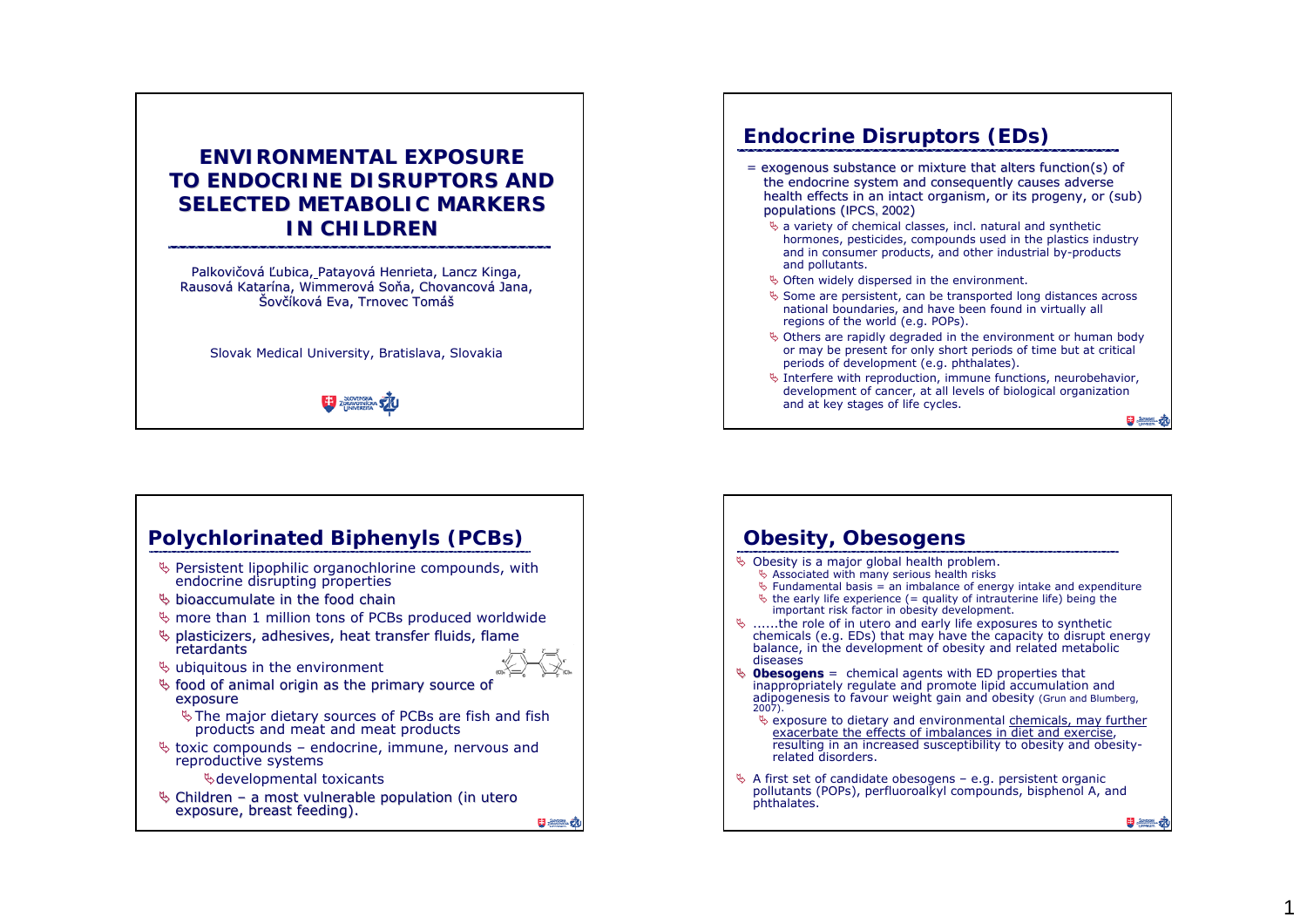# ENVIRONMENTAL EXPOSURE TO ENDOCRINE DISRUPTORS AND SELECTED METABOLIC MARKERS IN CHILDREN

Palkovičová Ľubica, Patayová Henrieta, Lancz Kinga, Rausová Katarína, Wimmerová Soňa, Chovancová Jana, Šovčíková Eva, Trnovec Tomáš

Slovak Medical University, Bratislava, Slovakia

## Endocrine Disruptors (EDs)

= exogenous substance or mixture that alters function(s) of the endocrine system and consequently causes adverse health effects in an intact organism, or its progeny, or (sub) populations (IPCS, 2002)

- a variety of chemical classes, incl. natural and synthetic hormones, pesticides, compounds used in the plastics industry and in consumer products, and other industrial by-products and pollutants.
- Often widely dispersed in the environment.
- Some are persistent, can be transported long distances across national boundaries, and have been found in virtually all regions of the world (e.g. POPs).
- Others are rapidly degraded in the environment or human body or may be present for only short periods of time but at critical periods of development (e.g. phthalates).
- Interfere with reproduction, immune functions, neurobehavior, development of cancer, at all levels of biological organization and at key stages of life cycles.

## Polychlorinated Biphenyls (PCBs)

- Persistent lipophilic organochlorine compounds, with endocrine disrupting properties
- bioaccumulate in the food chain
- more than 1 million tons of PCBs produced worldwide
- plasticizers, adhesives, heat transfer fluids, flame retardants
- ubiquitous in the environment
- food of animal origin as the primary source of exposure
  - The major dietary sources of PCBs are fish and fish products and meat and meat products
- toxic compounds – endocrine, immune, nervous and reproductive systems
  - developmental toxicants
- Children – a most vulnerable population (in utero exposure, breast feeding).

## Obesity, Obesogens

- Obesity is a major global health problem.
  - Associated with many serious health risks
  - Fundamental basis = an imbalance of energy intake and expenditure
  - the early life experience (= quality of intrauterine life) being the important risk factor in obesity development.
- ......the role of in utero and early life exposures to synthetic chemicals (e.g. EDs) that may have the capacity to disrupt energy balance, in the development of obesity and related metabolic diseases
- **Obesogens** = chemical agents with ED properties that inappropriately regulate and promote lipid accumulation and adipogenesis to favour weight gain and obesity (Grun and Blumberg, 2007).
  - exposure to dietary and environmental chemicals, may further exacerbate the effects of imbalances in diet and exercise, resulting in an increased susceptibility to obesity and obesity-related disorders.
- A first set of candidate obesogens – e.g. persistent organic pollutants (POPs), perfluoroalkyl compounds, bisphenol A, and phthalates.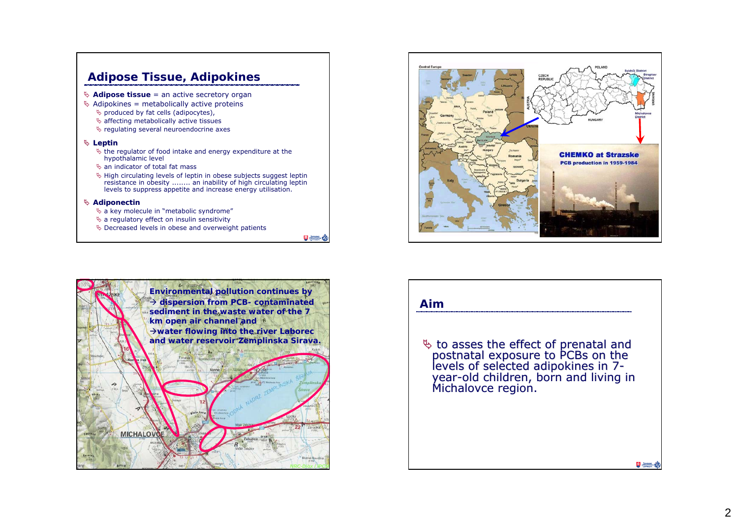## Adipose Tissue, Adipokines

- **Adipose tissue** = an active secretory organ
- Adipokines = metabolically active proteins
  - produced by fat cells (adipocytes),
  - affecting metabolically active tissues
  - regulating several neuroendocrine axes
- **Leptin**
  - the regulator of food intake and energy expenditure at the hypothalamic level
  - an indicator of total fat mass
  - High circulating levels of leptin in obese subjects suggest leptin resistance in obesity ........ an inability of high circulating leptin levels to suppress appetite and increase energy utilisation.
- **Adiponectin**
  - a key molecule in "metabolic syndrome"
  - a regulatory effect on insulin sensitivity
  - Decreased levels in obese and overweight patients

**CHEMKO at Strazske**

**PCB production in 1959-1984**

**Environmental pollution continues by**
**→ dispersion from PCB- contaminated sediment in the waste water of the 7 km open air channel and**
**→water flowing into the river Laborec and water reservoir Zemplinska Sirava.**

## Aim

- to asses the effect of prenatal and postnatal exposure to PCBs on the levels of selected adipokines in 7-year-old children, born and living in Michalovce region.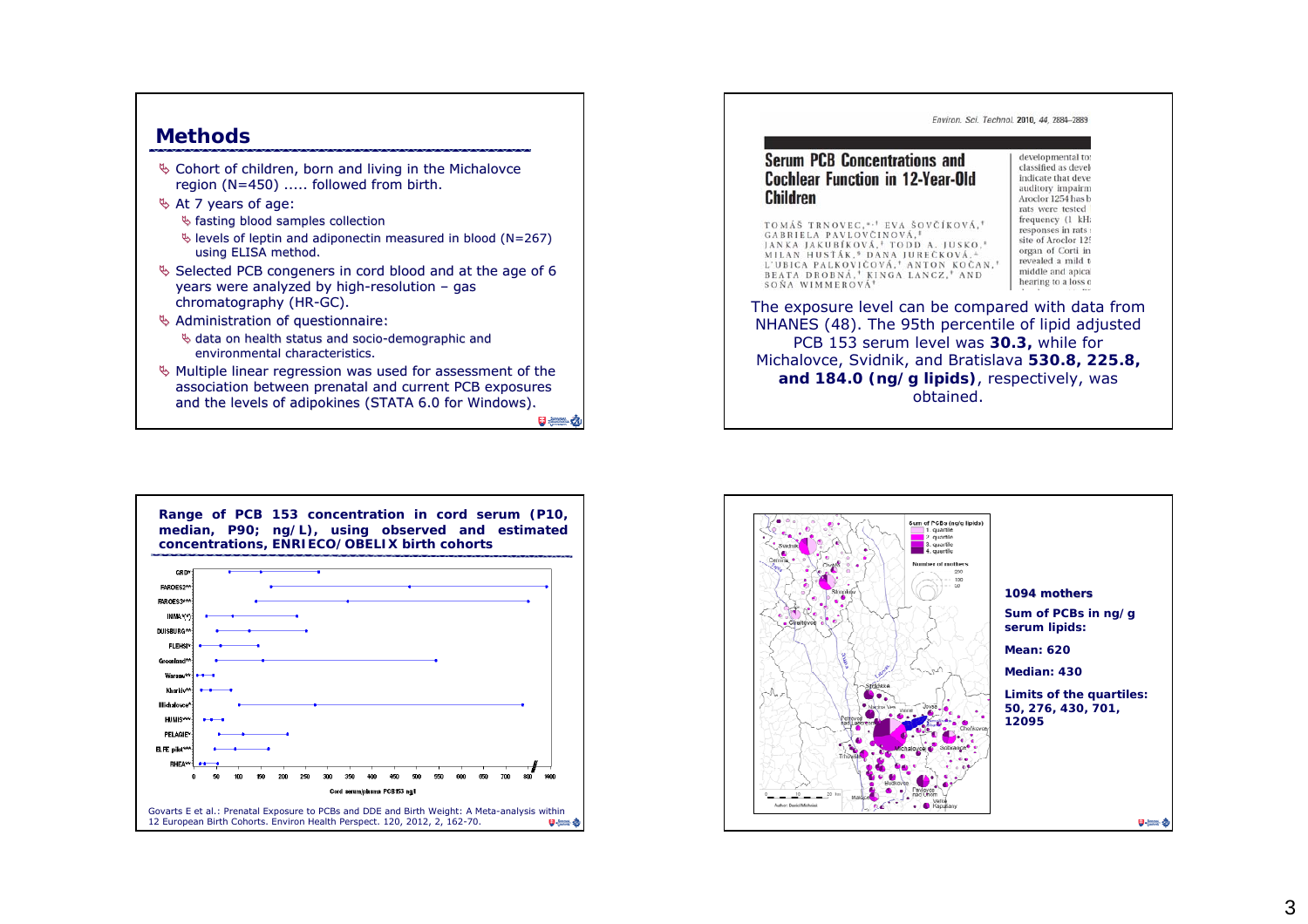## Methods

- Cohort of children, born and living in the Michalovce region (N=450) ..... followed from birth.
- At 7 years of age:
  - fasting blood samples collection
  - levels of leptin and adiponectin measured in blood (N=267) using ELISA method.
- Selected PCB congeners in cord blood and at the age of 6 years were analyzed by high-resolution – gas chromatography (HR-GC).
- Administration of questionnaire:
  - data on health status and socio-demographic and environmental characteristics.
- Multiple linear regression was used for assessment of the association between prenatal and current PCB exposures and the levels of adipokines (STATA 6.0 for Windows).

---

Environ. Sci. Technol. 2010, 44, 2884–2889

**Serum PCB Concentrations and Cochlear Function in 12-Year-Old Children**

TOMÁŠ TRNOVEC, EVA ŠOVČÍKOVÁ, GABRIELA PAVLOVČINOVÁ, JANKA JAKUBÍKOVÁ, TODD A. JUSKO, MILAN HUSTÁK, DANA JUREČKOVÁ, ĽUBICA PALKOVIČOVÁ, ANTON KOČAN, BEATA DROBNÁ, KINGA LANCZ, AND SOŇA WIMMEROVÁ

The exposure level can be compared with data from NHANES (48). The 95th percentile of lipid adjusted PCB 153 serum level was **30.3,** while for Michalovce, Svidnik, and Bratislava **530.8, 225.8, and 184.0 (ng/g lipids)**, respectively, was obtained.

---

**Range of PCB 153 concentration in cord serum (P10, median, P90; ng/L), using observed and estimated concentrations, ENRIECO/OBELIX birth cohorts**

Govarts E et al.: Prenatal Exposure to PCBs and DDE and Birth Weight: A Meta-analysis within 12 European Birth Cohorts. Environ Health Perspect. 120, 2012, 2, 162-70.

---

**1094 mothers**

**Sum of PCBs in ng/g serum lipids:**

**Mean: 620**

**Median: 430**

**Limits of the quartiles: 50, 276, 430, 701, 12095**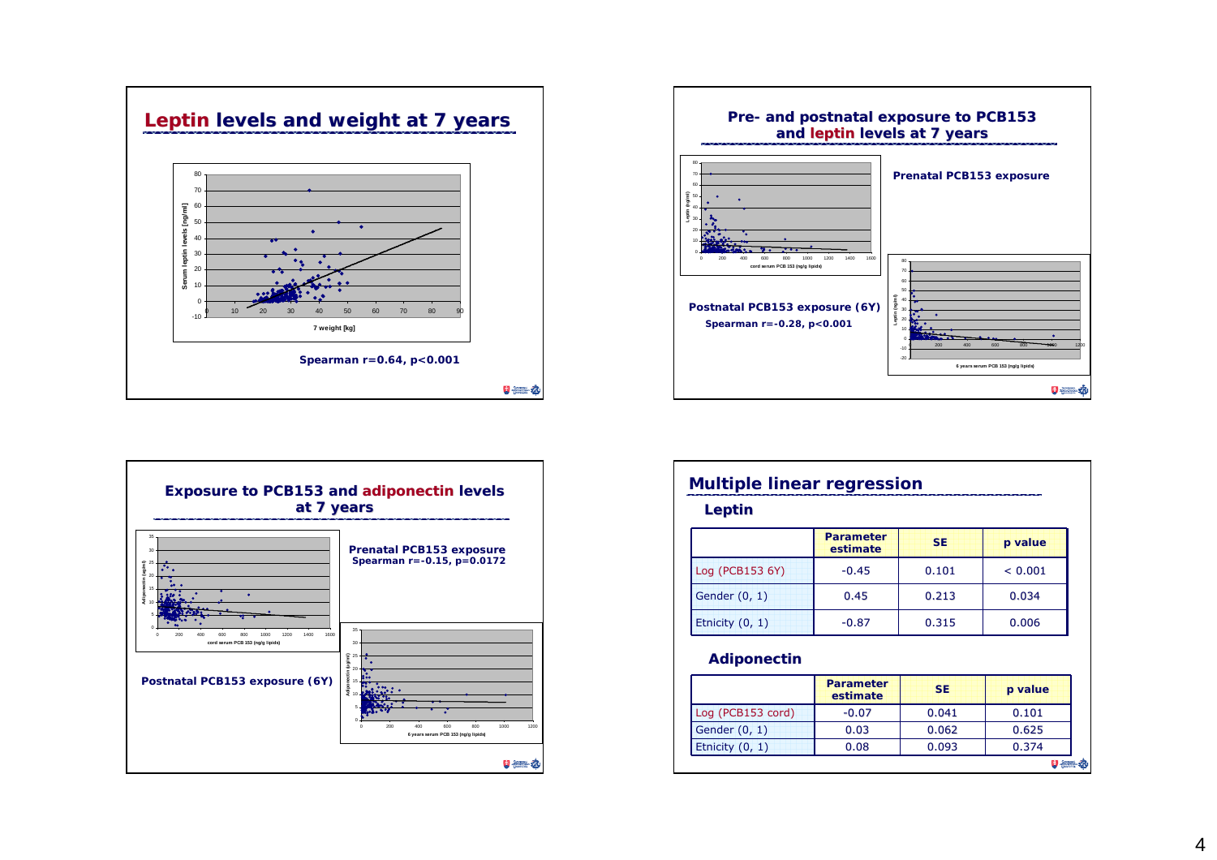## Leptin levels and weight at 7 years

Spearman r=0.64, p<0.001

## Pre- and postnatal exposure to PCB153 and leptin levels at 7 years

**Prenatal PCB153 exposure**

**Postnatal PCB153 exposure (6Y)**

**Spearman r=-0.28, p<0.001**

## Exposure to PCB153 and adiponectin levels at 7 years

**Prenatal PCB153 exposure**
**Spearman r=-0.15, p=0.0172**

**Postnatal PCB153 exposure (6Y)**

## Multiple linear regression

### Leptin

| | Parameter estimate | SE | p value |
|---|---|---|---|
| Log (PCB153 6Y) | -0.45 | 0.101 | < 0.001 |
| Gender (0, 1) | 0.45 | 0.213 | 0.034 |
| Etnicity (0, 1) | -0.87 | 0.315 | 0.006 |

### Adiponectin

| | Parameter estimate | SE | p value |
|---|---|---|---|
| Log (PCB153 cord) | -0.07 | 0.041 | 0.101 |
| Gender (0, 1) | 0.03 | 0.062 | 0.625 |
| Etnicity (0, 1) | 0.08 | 0.093 | 0.374 |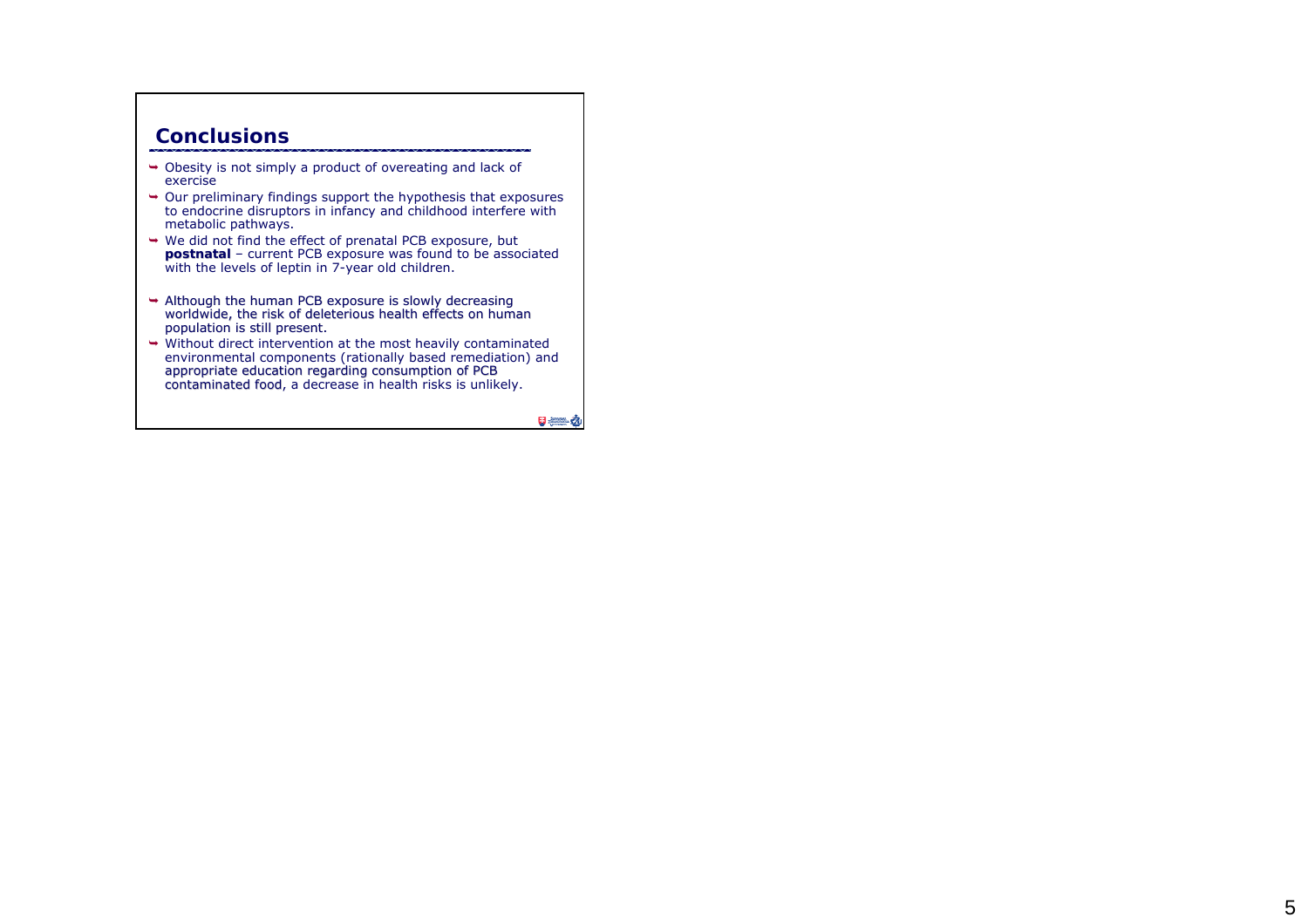## Conclusions

- Obesity is not simply a product of overeating and lack of exercise
- Our preliminary findings support the hypothesis that exposures to endocrine disruptors in infancy and childhood interfere with metabolic pathways.
- We did not find the effect of prenatal PCB exposure, but **postnatal** – current PCB exposure was found to be associated with the levels of leptin in 7-year old children.
- Although the human PCB exposure is slowly decreasing worldwide, the risk of deleterious health effects on human population is still present.
- Without direct intervention at the most heavily contaminated environmental components (rationally based remediation) and appropriate education regarding consumption of PCB contaminated food, a decrease in health risks is unlikely.